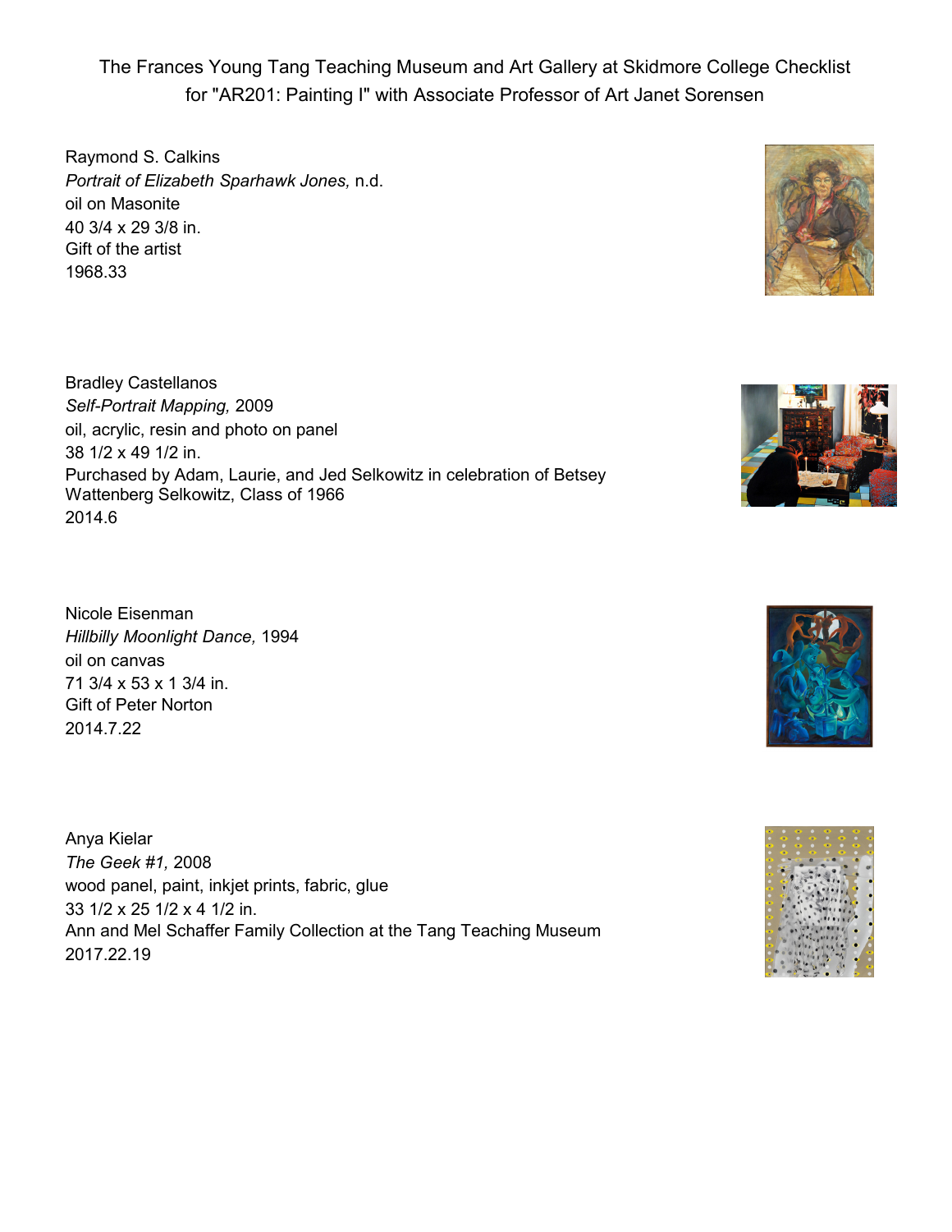The Frances Young Tang Teaching Museum and Art Gallery at Skidmore College Checklist for "AR201: Painting I" with Associate Professor of Art Janet Sorensen

Raymond S. Calkins
*Portrait of Elizabeth Sparhawk Jones,* n.d.
oil on Masonite
40 3/4 x 29 3/8 in.
Gift of the artist
1968.33

Bradley Castellanos
*Self-Portrait Mapping,* 2009
oil, acrylic, resin and photo on panel
38 1/2 x 49 1/2 in.
Purchased by Adam, Laurie, and Jed Selkowitz in celebration of Betsey Wattenberg Selkowitz, Class of 1966
2014.6

Nicole Eisenman
*Hillbilly Moonlight Dance,* 1994
oil on canvas
71 3/4 x 53 x 1 3/4 in.
Gift of Peter Norton
2014.7.22

Anya Kielar
*The Geek #1,* 2008
wood panel, paint, inkjet prints, fabric, glue
33 1/2 x 25 1/2 x 4 1/2 in.
Ann and Mel Schaffer Family Collection at the Tang Teaching Museum
2017.22.19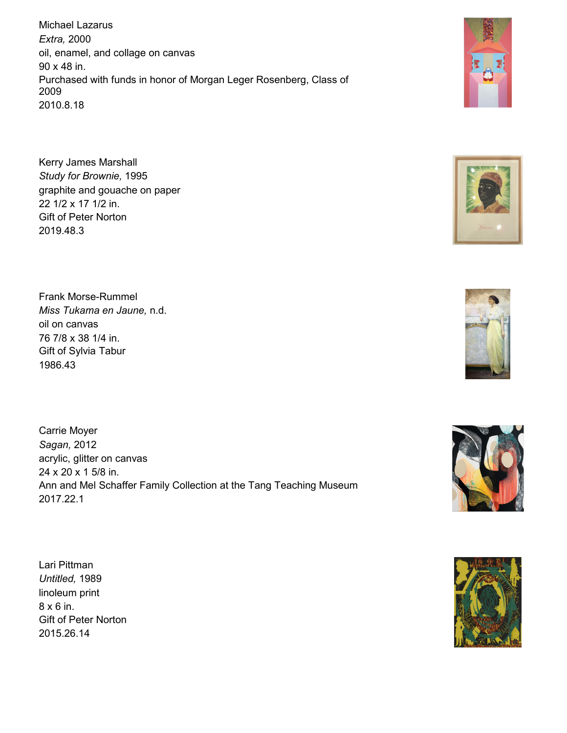Michael Lazarus
*Extra,* 2000
oil, enamel, and collage on canvas
90 x 48 in.
Purchased with funds in honor of Morgan Leger Rosenberg, Class of 2009
2010.8.18

Kerry James Marshall
*Study for Brownie,* 1995
graphite and gouache on paper
22 1/2 x 17 1/2 in.
Gift of Peter Norton
2019.48.3

Frank Morse-Rummel
*Miss Tukama en Jaune,* n.d.
oil on canvas
76 7/8 x 38 1/4 in.
Gift of Sylvia Tabur
1986.43

Carrie Moyer
*Sagan,* 2012
acrylic, glitter on canvas
24 x 20 x 1 5/8 in.
Ann and Mel Schaffer Family Collection at the Tang Teaching Museum
2017.22.1

Lari Pittman
*Untitled,* 1989
linoleum print
8 x 6 in.
Gift of Peter Norton
2015.26.14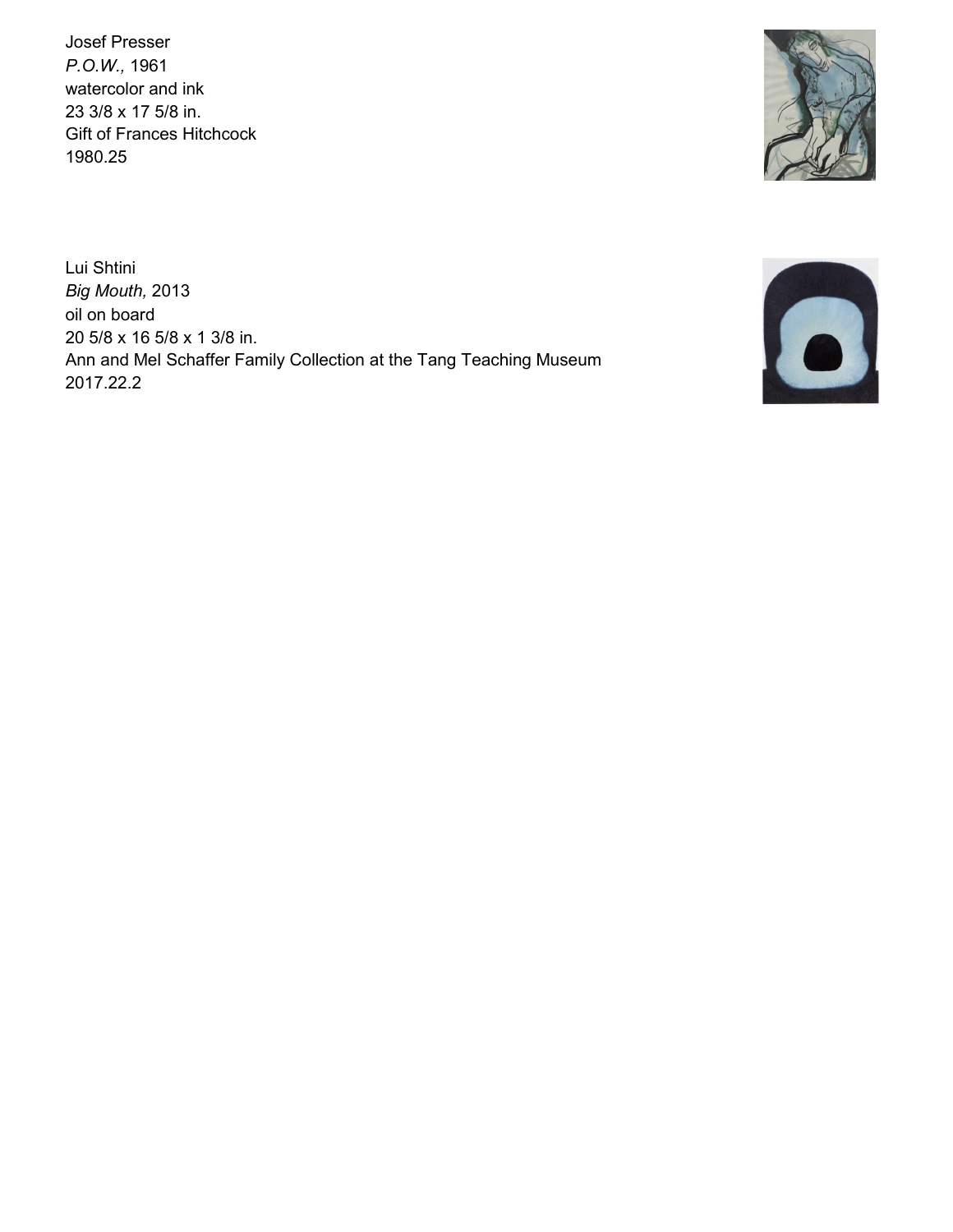Josef Presser
*P.O.W.,* 1961
watercolor and ink
23 3/8 x 17 5/8 in.
Gift of Frances Hitchcock
1980.25

Lui Shtini
*Big Mouth,* 2013
oil on board
20 5/8 x 16 5/8 x 1 3/8 in.
Ann and Mel Schaffer Family Collection at the Tang Teaching Museum
2017.22.2